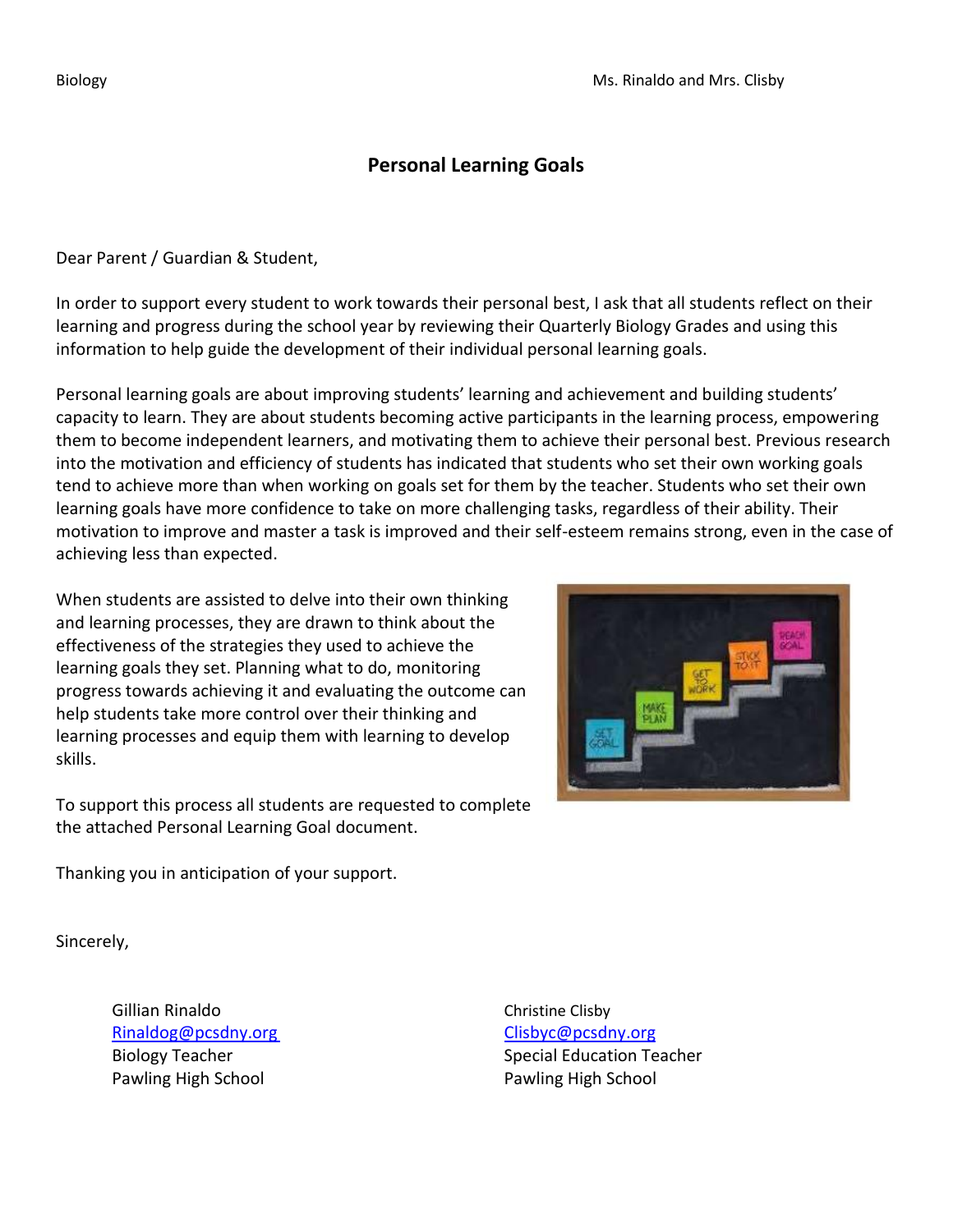Biology Ms. Rinaldo and Mrs. Clisby

## Personal Learning Goals

Dear Parent / Guardian & Student,

In order to support every student to work towards their personal best, I ask that all students reflect on their learning and progress during the school year by reviewing their Quarterly Biology Grades and using this information to help guide the development of their individual personal learning goals.

Personal learning goals are about improving students' learning and achievement and building students' capacity to learn. They are about students becoming active participants in the learning process, empowering them to become independent learners, and motivating them to achieve their personal best. Previous research into the motivation and efficiency of students has indicated that students who set their own working goals tend to achieve more than when working on goals set for them by the teacher. Students who set their own learning goals have more confidence to take on more challenging tasks, regardless of their ability. Their motivation to improve and master a task is improved and their self-esteem remains strong, even in the case of achieving less than expected.

When students are assisted to delve into their own thinking and learning processes, they are drawn to think about the effectiveness of the strategies they used to achieve the learning goals they set. Planning what to do, monitoring progress towards achieving it and evaluating the outcome can help students take more control over their thinking and learning processes and equip them with learning to develop skills.

To support this process all students are requested to complete the attached Personal Learning Goal document.

Thanking you in anticipation of your support.

Sincerely,

Gillian Rinaldo
Rinaldog@pcsdny.org
Biology Teacher
Pawling High School

Christine Clisby
Clisbyc@pcsdny.org
Special Education Teacher
Pawling High School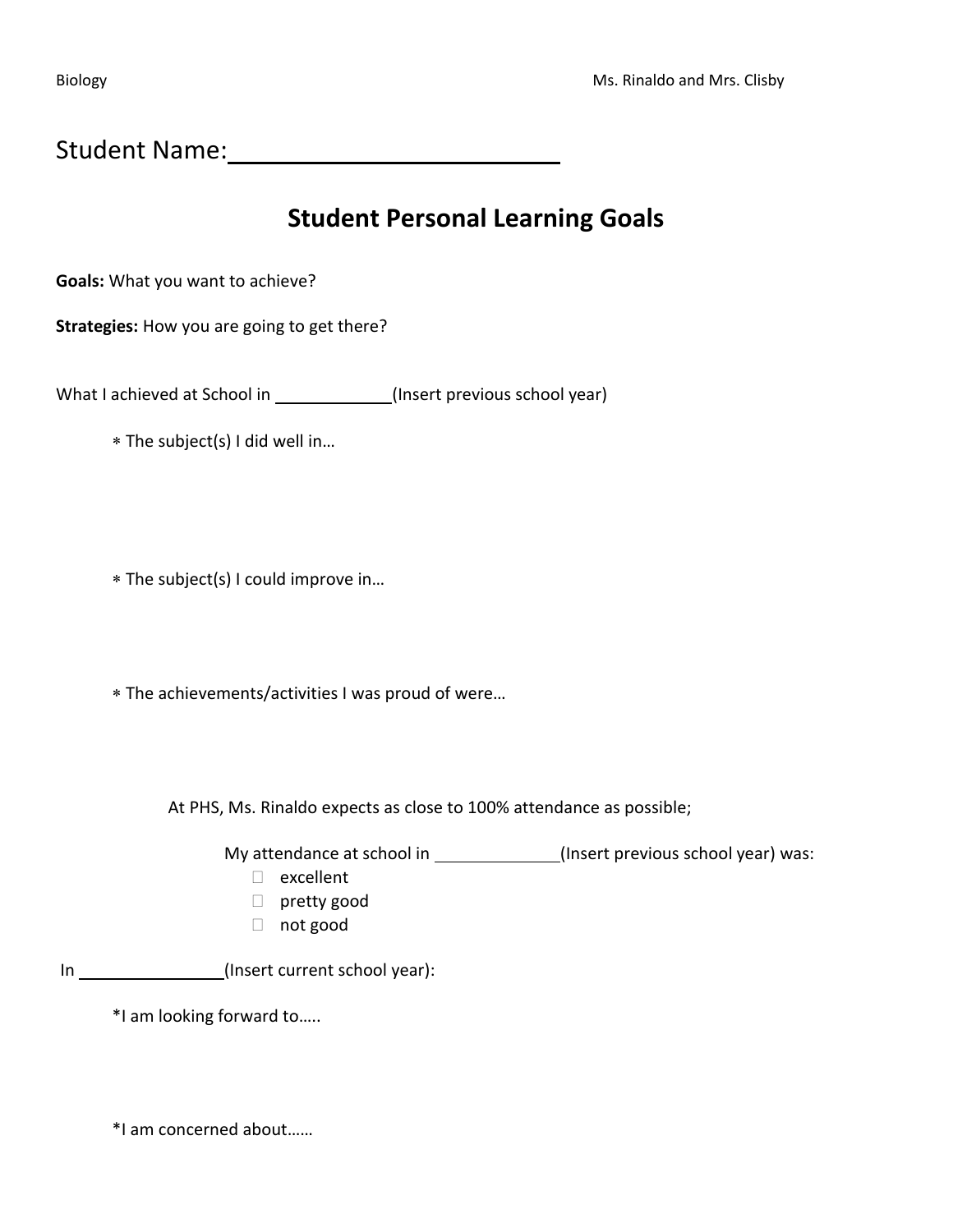Biology Ms. Rinaldo and Mrs. Clisby

Student Name:\_\_\_\_\_\_\_\_\_\_\_\_\_\_\_\_\_\_\_\_\_\_\_\_

# Student Personal Learning Goals

**Goals:** What you want to achieve?

**Strategies:** How you are going to get there?

What I achieved at School in \_\_\_\_\_\_\_\_\_\_\_\_(Insert previous school year)

- The subject(s) I did well in…

- The subject(s) I could improve in…

- The achievements/activities I was proud of were…

At PHS, Ms. Rinaldo expects as close to 100% attendance as possible;

My attendance at school in \_\_\_\_\_\_\_\_\_\_\_\_\_(Insert previous school year) was:

- ☐ excellent
- ☐ pretty good
- ☐ not good

In \_\_\_\_\_\_\_\_\_\_\_\_\_\_\_(Insert current school year):

*I am looking forward to…..

*I am concerned about……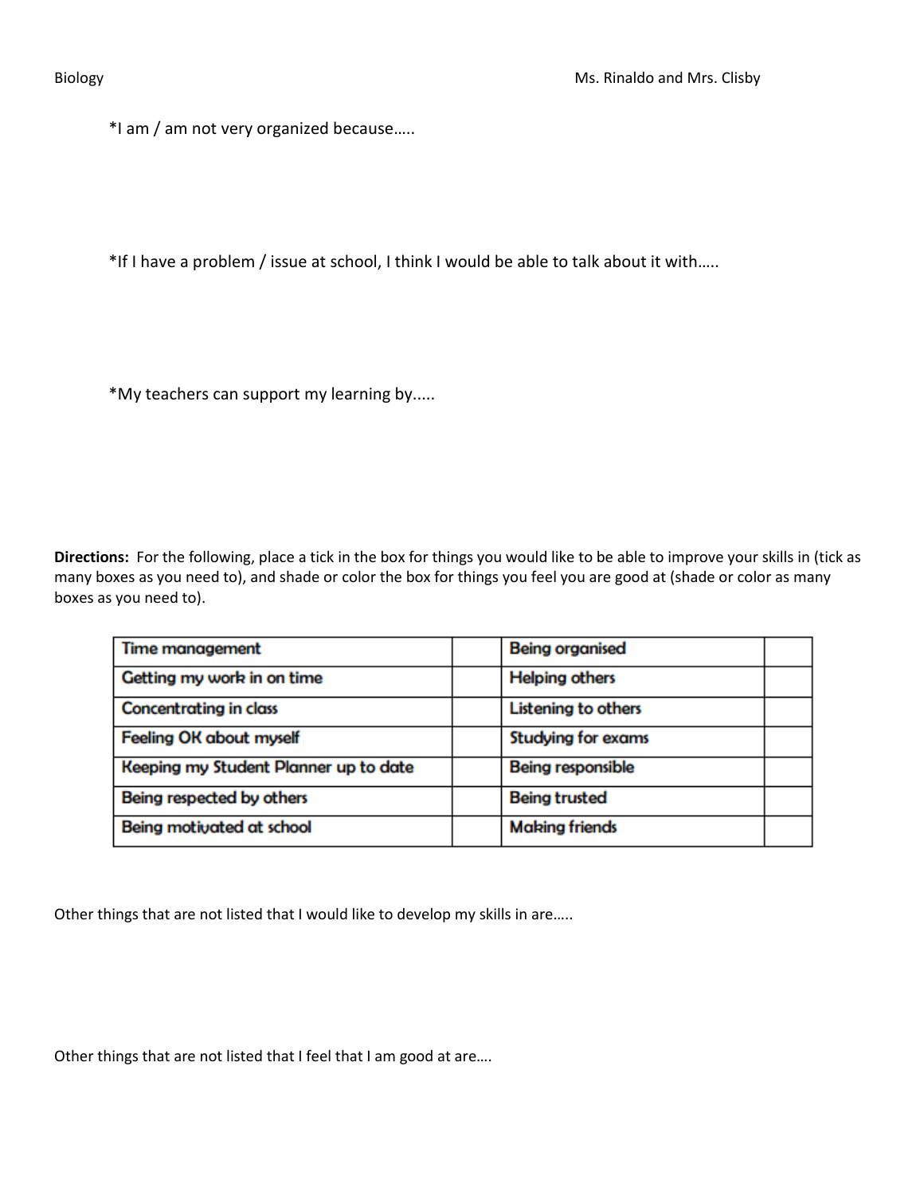*I am / am not very organized because…..

*If I have a problem / issue at school, I think I would be able to talk about it with…..

*My teachers can support my learning by.....

**Directions:** For the following, place a tick in the box for things you would like to be able to improve your skills in (tick as many boxes as you need to), and shade or color the box for things you feel you are good at (shade or color as many boxes as you need to).

| | | | |
|---|---|---|---|
| Time management | | Being organised | |
| Getting my work in on time | | Helping others | |
| Concentrating in class | | Listening to others | |
| Feeling OK about myself | | Studying for exams | |
| Keeping my Student Planner up to date | | Being responsible | |
| Being respected by others | | Being trusted | |
| Being motivated at school | | Making friends | |

Other things that are not listed that I would like to develop my skills in are…..

Other things that are not listed that I feel that I am good at are….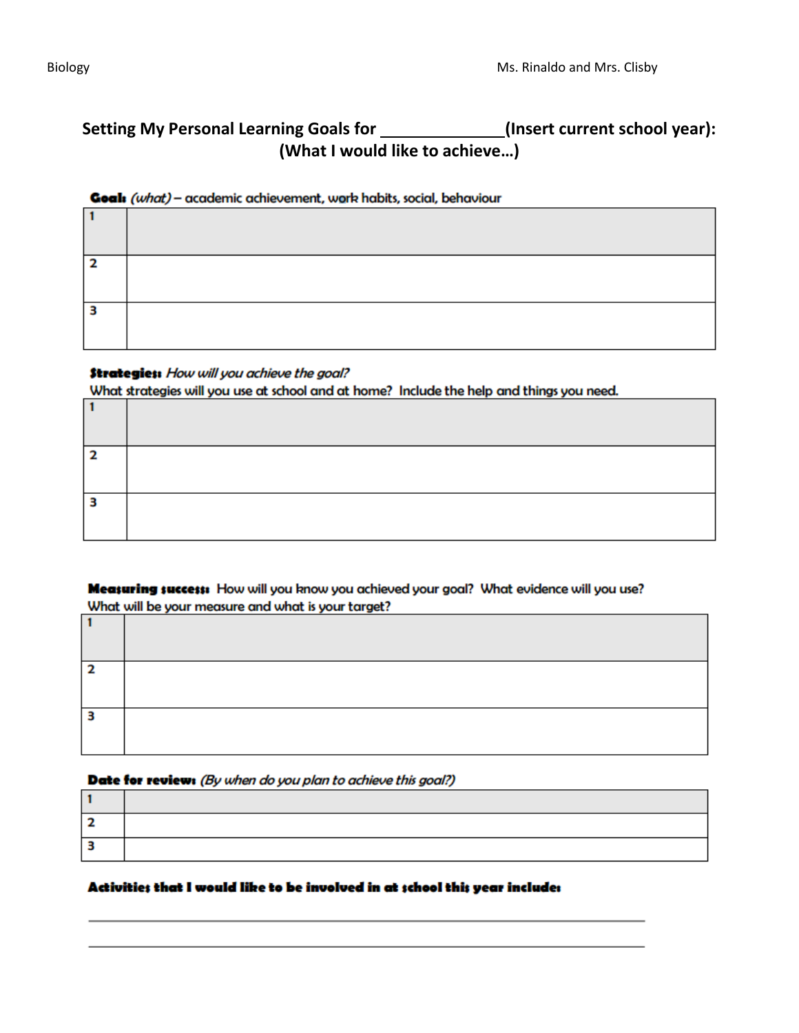# Setting My Personal Learning Goals for ______________(Insert current school year):
## (What I would like to achieve…)

**Goal:** *(what)* – academic achievement, work habits, social, behaviour

| | |
|---|---|
| 1 | |
| 2 | |
| 3 | |

**Strategies:** *How will you achieve the goal?*
What strategies will you use at school and at home? Include the help and things you need.

| | |
|---|---|
| 1 | |
| 2 | |
| 3 | |

**Measuring success:** How will you know you achieved your goal? What evidence will you use?
What will be your measure and what is your target?

| | |
|---|---|
| 1 | |
| 2 | |
| 3 | |

**Date for review:** *(By when do you plan to achieve this goal?)*

| | |
|---|---|
| 1 | |
| 2 | |
| 3 | |

**Activities that I would like to be involved in at school this year include:**

_______________________________________________________________

_______________________________________________________________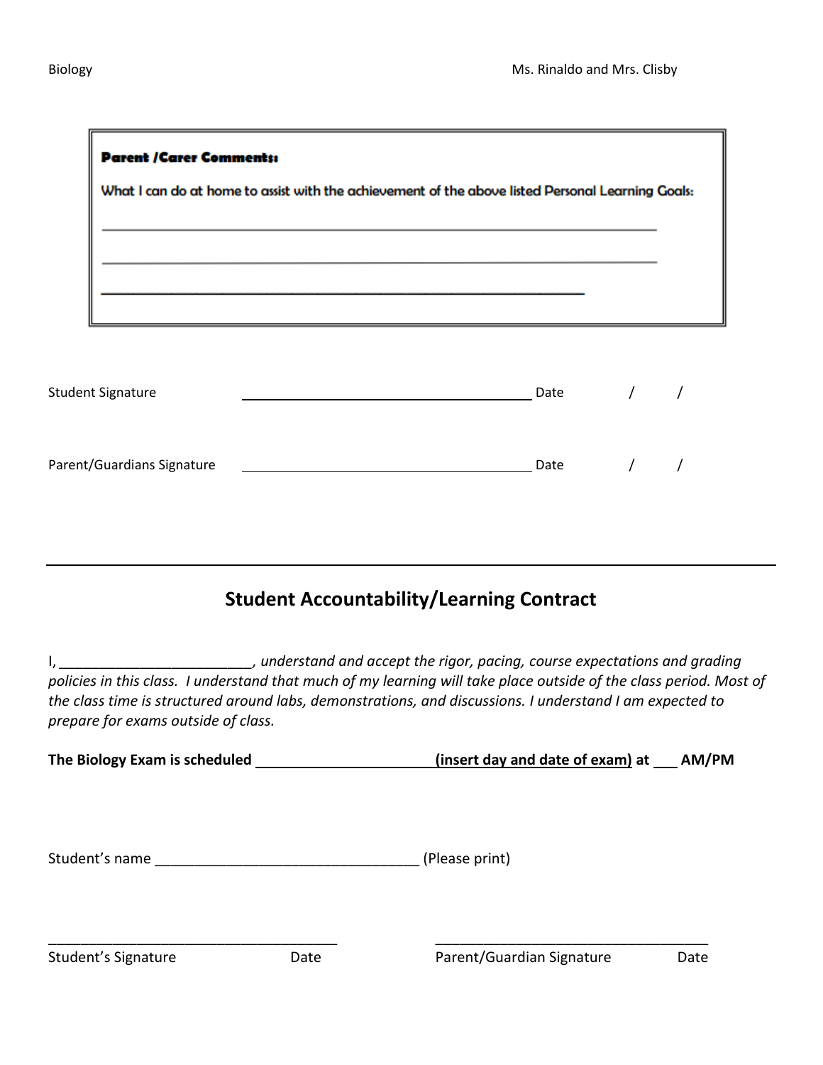**Parent /Carer Comments:**

What I can do at home to assist with the achievement of the above listed Personal Learning Goals:

\_\_\_\_\_\_\_\_\_\_\_\_\_\_\_\_\_\_\_\_\_\_\_\_\_\_\_\_\_\_\_\_\_\_\_\_\_\_\_\_\_\_\_\_\_\_\_\_\_\_\_\_\_\_\_\_\_\_\_\_\_\_\_\_\_\_\_\_\_\_

\_\_\_\_\_\_\_\_\_\_\_\_\_\_\_\_\_\_\_\_\_\_\_\_\_\_\_\_\_\_\_\_\_\_\_\_\_\_\_\_\_\_\_\_\_\_\_\_\_\_\_\_\_\_\_\_\_\_\_\_\_\_\_\_\_\_\_\_\_\_

\_\_\_\_\_\_\_\_\_\_\_\_\_\_\_\_\_\_\_\_\_\_\_\_\_\_\_\_\_\_\_\_\_\_\_\_\_\_\_\_\_\_\_\_\_\_\_\_\_\_\_\_\_\_\_\_\_\_\_\_\_\_

Student Signature \_\_\_\_\_\_\_\_\_\_\_\_\_\_\_\_\_\_\_\_\_\_\_\_\_\_\_\_\_\_\_\_\_\_\_\_\_\_ Date / /

Parent/Guardians Signature \_\_\_\_\_\_\_\_\_\_\_\_\_\_\_\_\_\_\_\_\_\_\_\_\_\_\_\_\_\_\_\_\_\_\_\_\_\_ Date / /

---

## Student Accountability/Learning Contract

I, \_\_\_\_\_\_\_\_\_\_\_\_\_\_\_\_\_\_\_\_\_\_\_\_\_, *understand and accept the rigor, pacing, course expectations and grading policies in this class. I understand that much of my learning will take place outside of the class period. Most of the class time is structured around labs, demonstrations, and discussions. I understand I am expected to prepare for exams outside of class.*

**The Biology Exam is scheduled \_\_\_\_\_\_\_\_\_\_\_\_\_\_\_\_\_\_\_\_\_\_ (insert day and date of exam) at \_\_\_ AM/PM**

Student's name \_\_\_\_\_\_\_\_\_\_\_\_\_\_\_\_\_\_\_\_\_\_\_\_\_\_\_\_\_\_\_\_\_\_ (Please print)

\_\_\_\_\_\_\_\_\_\_\_\_\_\_\_\_\_\_\_\_\_\_\_\_\_\_\_\_\_\_\_\_\_\_\_\_\_\_ \_\_\_\_\_\_\_\_\_\_\_\_\_\_\_\_\_\_\_\_\_\_\_\_\_\_\_\_\_\_\_\_\_\_\_\_

Student's Signature Date Parent/Guardian Signature Date